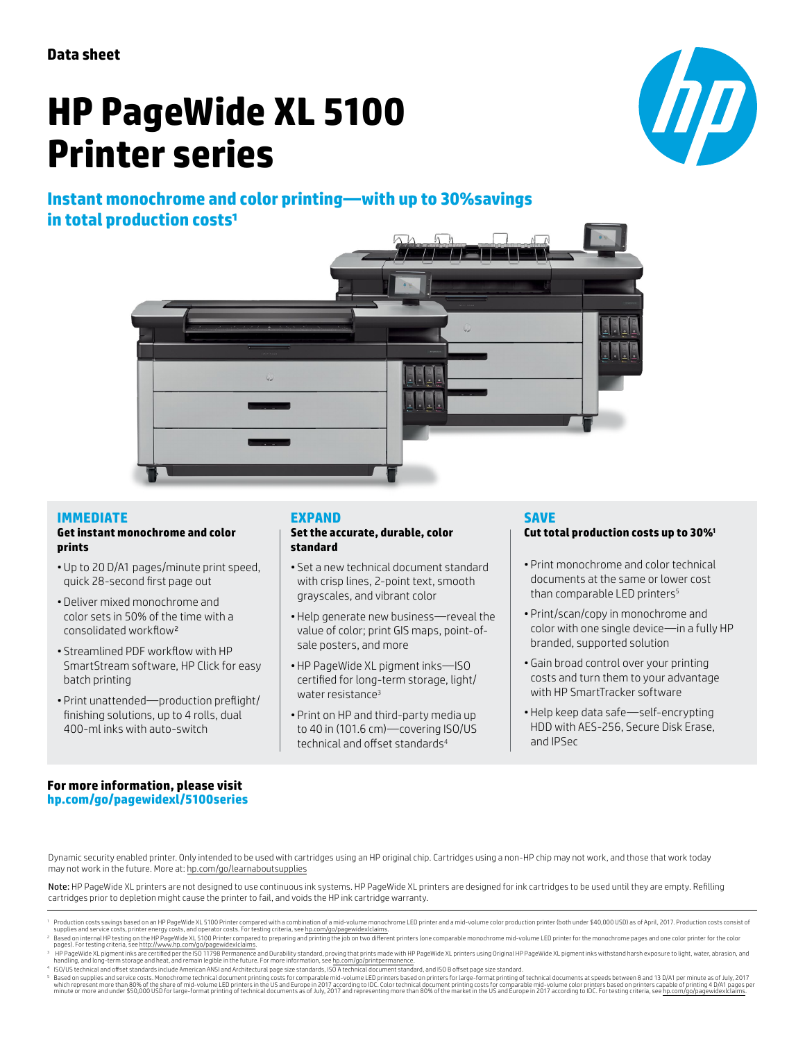Data sheet

# HP PageWide XL 5100 Printer series

## Instant monochrome and color printing—with up to 30%savings in total production costs[1]

### IMMEDIATE

**Get instant monochrome and color prints**

- Up to 20 D/A1 pages/minute print speed, quick 28-second first page out
- Deliver mixed monochrome and color sets in 50% of the time with a consolidated workflow[2]
- Streamlined PDF workflow with HP SmartStream software, HP Click for easy batch printing
- Print unattended—production preflight/ finishing solutions, up to 4 rolls, dual 400-ml inks with auto-switch

### EXPAND

**Set the accurate, durable, color standard**

- Set a new technical document standard with crisp lines, 2-point text, smooth grayscales, and vibrant color
- Help generate new business—reveal the value of color; print GIS maps, point-of-sale posters, and more
- HP PageWide XL pigment inks—ISO certified for long-term storage, light/ water resistance[3]
- Print on HP and third-party media up to 40 in (101.6 cm)—covering ISO/US technical and offset standards[4]

### SAVE

**Cut total production costs up to 30%[1]**

- Print monochrome and color technical documents at the same or lower cost than comparable LED printers[5]
- Print/scan/copy in monochrome and color with one single device—in a fully HP branded, supported solution
- Gain broad control over your printing costs and turn them to your advantage with HP SmartTracker software
- Help keep data safe—self-encrypting HDD with AES-256, Secure Disk Erase, and IPSec

**For more information, please visit**
**hp.com/go/pagewidexl/5100series**

Dynamic security enabled printer. Only intended to be used with cartridges using an HP original chip. Cartridges using a non-HP chip may not work, and those that work today may not work in the future. More at: hp.com/go/learnaboutsupplies

Note: HP PageWide XL printers are not designed to use continuous ink systems. HP PageWide XL printers are designed for ink cartridges to be used until they are empty. Refilling cartridges prior to depletion might cause the printer to fail, and voids the HP ink cartridge warranty.

---

1. Production costs savings based on an HP PageWide XL 5100 Printer compared with a combination of a mid-volume monochrome LED printer and a mid-volume color production printer (both under $40,000 USD) as of April, 2017. Production costs consist of supplies and service costs, printer energy costs, and operator costs. For testing criteria, see hp.com/go/pagewidexlclaims.
2. Based on internal HP testing on the HP PageWide XL 5100 Printer compared to preparing and printing the job on two different printers (one comparable monochrome mid-volume LED printer for the monochrome pages and one color printer for the color pages). For testing criteria, see http://www.hp.com/go/pagewidexlclaims.
3. HP PageWide XL pigment inks are certified per the ISO 11798 Permanence and Durability standard, proving that prints made with HP PageWide XL printers using Original HP PageWide XL pigment inks withstand harsh exposure to light, water, abrasion, and handling, and long-term storage and heat, and remain legible in the future. For more information, see hp.com/go/printpermanence.
4. ISO/US technical and offset standards include American ANSI and Architectural page size standards, ISO A technical document standard, and ISO B offset page size standard.
5. Based on supplies and service costs. Monochrome technical document printing costs for comparable mid-volume LED printers based on printers for large-format printing of technical documents at speeds between 8 and 13 D/A1 per minute as of July, 2017 which represent more than 80% of the share of mid-volume LED printers in the US and Europe in 2017 according to IDC. Color technical document printing costs for comparable mid-volume color printers based on printers capable of printing 4 D/A1 pages per minute or more and under $50,000 USD for large-format printing of technical documents as of July, 2017 and representing more than 80% of the market in the US and Europe in 2017 according to IDC. For testing criteria, see hp.com/go/pagewidexlclaims.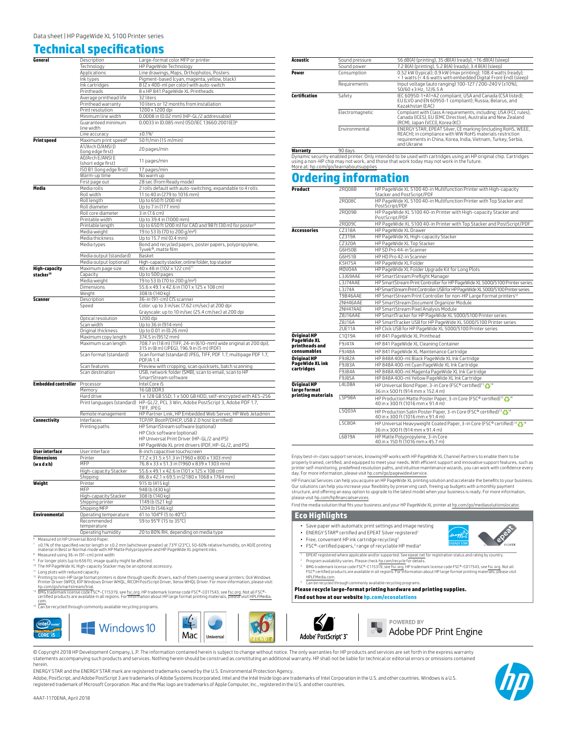## Technical specifications

| | | |
|---|---|---|
| **General** | Description | Large-format color MFP or printer |
| | Technology | HP PageWide Technology |
| | Applications | Line drawings, Maps, Orthophotos, Posters |
| | Ink types | Pigment-based (cyan, magenta, yellow, black) |
| | Ink cartridges | 8 (2 x 400-ml per color) with auto-switch |
| | Printheads | 8 x HP 841 PageWide XL Printheads |
| | Average printhead life | 32 liters |
| | Printhead warranty | 10 liters or 12 months from installation |
| | Print resolution | 1200 x 1200 dpi |
| | Minimum line width | 0.0008 in (0.02 mm) (HP-GL/2 addressable) |
| | Guaranteed minimum line width | 0.0033 in (0.085 mm) (ISO/IEC 13660:2001(E))[6] |
| | Line accuracy | ±0.1%[7] |
| **Print speed** | Maximum print speed[8] | 50 ft/min (15 m/min) |
| | A1/Arch D/ANSI D (long edge first) | 20 pages/min |
| | A0/Arch E/ANSI E (short edge first) | 11 pages/min |
| | ISO B1 (long edge first) | 17 pages/min |
| | Warm-up time | No warm up |
| | First page out | 28 sec (from Ready mode) |
| **Media** | Media rolls | 2 rolls default with auto-switching, expandable to 4 rolls |
| | Roll width | 11 to 40 in (279 to 1016 mm) |
| | Roll length | Up to 650 ft (200 m) |
| | Roll diameter | Up to 7 in (177 mm) |
| | Roll core diameter | 3 in (7.6 cm) |
| | Printable width | Up to 39.4 in (1000 mm) |
| | Printable length | Up to 650 ft (200 m) for CAD and 98 ft (30 m) for poster[9] |
| | Media weight | 19 to 53 lb (70 to 200 g/m²) |
| | Media thickness | Up to 15.7 mil (0.4 mm) |
| | Media types | Bond and recycled papers, poster papers, polypropylene, Tyvek®, matte film |
| | Media output (standard) | Basket |
| | Media output (optional) | High-capacity stacker, online folder, top stacker |
| **High-capacity stacker[10]** | Maximum page size | 40 x 48 in (102 x 122 cm)[11] |
| | Capacity | Up to 500 pages |
| | Media weight | 19 to 53 lb (70 to 200 g/m²) |
| | Dimensions | 55.6 x 49.1 x 42.6 in (101 x 125 x 108 cm) |
| | Weight | 308 lb (140 kg) |
| **Scanner** | Description | 36-in (91-cm) CIS scanner |
| | Speed | Color: up to 3 in/sec (7.62 cm/sec) at 200 dpi<br>Grayscale: up to 10 in/sec (25.4 cm/sec) at 200 dpi |
| | Optical resolution | 1200 dpi |
| | Scan width | Up to 36 in (914 mm) |
| | Original thickness | Up to 0.01 in (0.26 mm) |
| | Maximum copy length | 374.5 in (9512 mm) |
| | Maximum scan length | 708.7 in (18 m) (TIFF, 24-in (610-mm) wide original at 200 dpi), 315 in (8 m) (JPEG), 196.9 in (5 m) (PDF) |
| | Scan format (standard) | Scan format (standard) JPEG, TIFF, PDF 1.7, multipage PDF 1.7, PDF/A 1.4 |
| | Scan features | Preview with cropping, scan quicksets, batch scanning |
| | Scan destination | USB, network folder (SMB), scan to email, scan to HP SmartStream software |
| **Embedded controller** | Processor | Intel Core i5 |
| | Memory | 16 GB DDR3 |
| | Hard drive | 1 x 128 GB SSD; 1 x 500 GB HDD, self-encrypted with AES-256 |
| | Print languages (standard) | HP-GL/2, PCL 3 Win, Adobe PostScript 3, Adobe PDF 1.7, TIFF, JPEG |
| | Remote management | HP Partner Link, HP Embedded Web Server, HP Web Jetadmin |
| **Connectivity** | Interfaces | TCP/IP, BootP/DHCP, USB 2.0 host (certified) |
| | Printing paths | HP SmartStream software (optional)<br>HP Click software (optional)<br>HP Universal Print Driver (HP-GL/2 and PS)<br>HP PageWide XL print drivers (PDF, HP-GL/2, and PS) |
| **User interface** | User interface | 8-inch capacitive touchscreen |
| **Dimensions (w x d x h)** | Printer | 77.2 x 31.5 x 51.3 in (1960 x 800 x 1303 mm) |
| | MFP | 76.8 x 33 x 51.3 in (1960 x 839 x 1303 mm) |
| | High-capacity Stacker | 55.6 x 49.1 x 42.6 in (101 x 125 x 108 cm) |
| | Shipping | 86.8 x 42.1 x 69.5 in (2180 x 1068 x 1764 mm) |
| **Weight** | Printer | 915 lb (415 kg) |
| | MFP | 948 lb (430 kg) |
| | High-capacity Stacker | 308 lb (140 kg) |
| | Shipping printer | 1149 lb (521 kg) |
| | Shipping MFP | 1204 lb (546 kg) |
| **Environmental** | Operating temperature | 41 to 104°F (5 to 40°C) |
| | Recommended temperature | 59 to 95°F (15 to 35°C) |
| | Operating humidity | 20 to 80% RH, depending on media type |
| **Acoustic** | Sound pressure | 56 dB(A) (printing), 35 dB(A) (ready), <16 dB(A) (sleep) |
| | Sound power | 7.2 B(A) (printing), 5.2 B(A) (ready), 3.4 B(A) (sleep) |
| **Power** | Consumption | 0.52 kW (typical); 0.9 kW (max printing); 108.4 watts (ready); < 1 watts (< 4.6 watts with embedded Digital Front End) (sleep) |
| | Requirements | Input voltage (auto ranging) 100-127 / 200-240 V (±10%), 50/60 ±3 Hz, 12/6.5 A |
| **Certification** | Safety | IEC 60950-1+A1+A2 compliant; USA and Canada (CSA listed); EU (LVD and EN 60950-1 compliant); Russia, Belarus, and Kazakhstan (EAC) |
| | Electromagnetic | Compliant with Class A requirements, including: USA (FCC rules), Canada (ICES), EU (EMC Directive), Australia and New Zealand (RCM), Japan (VCCI), Korea (KC) |
| | Environmental | ENERGY STAR, EPEAT Silver, CE marking (including RoHS, WEEE, REACH); in compliance with WW RoHS materials restriction requirements in China, Korea, India, Vietnam, Turkey, Serbia, and Ukraine |
| **Warranty** | 90 days | |

6 Measured on HP Universal Bond Paper.
7 ±0.1% of the specified vector length or ±0.2 mm (whichever greater) at 73°F (23°C), 50-60% relative humidity, on A0/E printing material in Best or Normal mode with HP Matte Polypropylene and HP PageWide XL pigment inks.
8 Measured using 36-in (91-cm) print width
9 For longer plots (up to 656 ft), image quality might be affected.
10 The HP PageWide XL High-capacity Stacker may be an optional accessory.
11 Long plots with reduced capacity.
12 Printing to non-HP large format printers is done through specific drivers, each of them covering several printers: Océ Windows Printer Driver (WPD), KIP Windows Driver WHQL, RICOH PostScript Driver, Xerox WHQL Driver. For more information, please visit: hp.com/go/smartstream/trial.
13 BMG trademark license code FSC®-C115319, see fsc.org. HP trademark license code FSC®-C017543, see fsc.org. Not all FSC®-certified products are available in all regions. For information about HP large format printing materials, please visit HPLFMedia.com.
14 Can be recycled through commonly available recycling programs.

Dynamic security enabled printer. Only intended to be used with cartridges using an HP original chip. Cartridges using a non-HP chip may not work, and those that work today may not work in the future. More at: hp.com/go/learnaboutsupplies

## Ordering information

| | | |
|---|---|---|
| **Product** | 2RQ08B | HP PageWide XL 5100 40-in Multifunction Printer with High-capacity Stacker and PostScript/PDF |
| | 2RQ08C | HP PageWide XL 5100 40-in Multifunction Printer with Top Stacker and PostScript/PDF |
| | 2RQ09B | HP PageWide XL 5100 40-in Printer with High-capacity Stacker and PostScript/PDF |
| | 2RQ09C | HP PageWide XL 5100 40-in Printer with Top Stacker and PostScript/PDF |
| **Accessories** | CZ318A | HP PageWide XL Drawer |
| | CZ319A | HP PageWide XL High-capacity Stacker |
| | CZ320A | HP PageWide XL Top Stacker |
| | G6H50B | HP SD Pro 44-in Scanner |
| | G6H51B | HP HD Pro 42-in Scanner |
| | K5H75A | HP PageWide XL Folder |
| | M0V04A | HP PageWide XL Folder Upgrade Kit for Long Plots |
| | L3J69AAE | HP SmartStream Preflight Manager |
| | L3J74AAE | HP SmartStream Print Controller for HP PageWide XL 5000/5100 Printer series |
| | L3J74A | HP SmartStream Print Controller USB for HP PageWide XL 5000/5100 Printer series |
| | T9B46AAE | HP SmartStream Print Controller for non-HP Large Format printers[12] |
| | 2NH46AAE | HP SmartStream Document Organizer Module |
| | 2NH47AAE | HP SmartStream Pixel Analysis Module |
| | Z8J16AAE | HP SmartTracker for HP PageWide XL 5000/5100 Printer series |
| | Z8J16A | HP SmartTracker USB for HP PageWide XL 5000/5100 Printer series |
| | 2UE11A | HP Click USB for HP PageWide XL 5000/5100 Printer series |
| **Original HP PageWide XL printheads and consumables** | C1Q19A | HP 841 PageWide XL Printhead |
| | F9J47A | HP 841 PageWide XL Cleaning Container |
| | F9J48A | HP 841 PageWide XL Maintenance Cartridge |
| **Original HP PageWide XL ink cartridges** | F9J82A | HP 848A 400-ml Black PageWide XL Ink Cartridge |
| | F9J83A | HP 848A 400-ml Cyan PageWide XL Ink Cartridge |
| | F9J84A | HP 848A 400-ml Magenta PageWide XL Ink Cartridge |
| | F9J85A | HP 848A 400-ml Yellow PageWide XL Ink Cartridge |
| **Original HP large format printing materials** | L4L08A | HP Universal Bond Paper, 3-in Core (FSC® certified)[13,14] 36 in x 500 ft (914 mm x 152.4 m) |
| | L5P98A | HP Production Matte Poster Paper, 3-in Core (FSC® certified)[13,14] 40 in x 300 ft (1016 mm x 91.4 m) |
| | L5Q03A | HP Production Satin Poster Paper, 3-in Core (FSC® certified)[13,14] 40 in x 300 ft (1016 mm x 91.4 m) |
| | L5C80A | HP Universal Heavyweight Coated Paper, 3-in Core (FSC® certified)[13,14] 36 in x 300 ft (914 mm x 91.4 m) |
| | L6B19A | HP Matte Polypropylene, 3-in Core 40 in x 150 ft (1016 mm x 45.7 m) |

Enjoy best-in-class support services, knowing HP works with HP PageWide XL Channel Partners to enable them to be properly trained, certified, and equipped to meet your needs. With efficient support and innovative support features, such as printer self-monitoring, predefined resolution paths, and intuitive maintenance wizards, you can work with confidence every day. For more information, please visit hp.com/go/pagewidexlservice.

HP Financial Services can help you acquire an HP PageWide XL printing solution and accelerate the benefits to your business. Our solutions can help you increase your flexibility by preserving cash, freeing up budgets with a monthly payment structure, and offering an easy option to upgrade to the latest model when your business is ready. For more information, please visit hp.com/hpfinancialservices.

Find the media solution that fits your business and your HP PageWide XL printer at hp.com/go/mediasolutionslocator.

## Eco Highlights

- Save paper with automatic print settings and image nesting
- ENERGY STAR® certified and EPEAT Silver registered[1]
- Free, convenient HP ink cartridge recycling[2]
- FSC®-certified papers,[3] range of recyclable HP media[4]

1 EPEAT registered where applicable and/or supported. See epeat.net for registration status and rating by country.
2 Program availability varies. Please check hp.com/recycle for details.
3 BMG trademark license code FSC®-C115319, see fsc.org. HP trademark license code FSC®-C017543, see fsc.org. Not all FSC® certified products are available in all regions. For information about HP large format printing materials, please visit HPLFMedia.com.
4 Can be recycled through commonly available recycling programs.

**Please recycle large-format printing hardware and printing supplies.**

**Find out how at our website hp.com/ecosolutions**

© Copyright 2018 HP Development Company, L.P. The information contained herein is subject to change without notice. The only warranties for HP products and services are set forth in the express warranty statements accompanying such products and services. Nothing herein should be construed as constituting an additional warranty. HP shall not be liable for technical or editorial errors or omissions contained herein.

ENERGY STAR and the ENERGY STAR mark are registered trademarks owned by the U.S. Environmental Protection Agency.

Adobe, PostScript, and Adobe PostScript 3 are trademarks of Adobe Systems Incorporated. Intel and the Intel Inside logo are trademarks of Intel Corporation in the U.S. and other countries. Windows is a U.S. registered trademark of Microsoft Corporation. Mac and the Mac logo are trademarks of Apple Computer, Inc., registered in the U.S. and other countries.

4AA7-1170ENA, April 2018